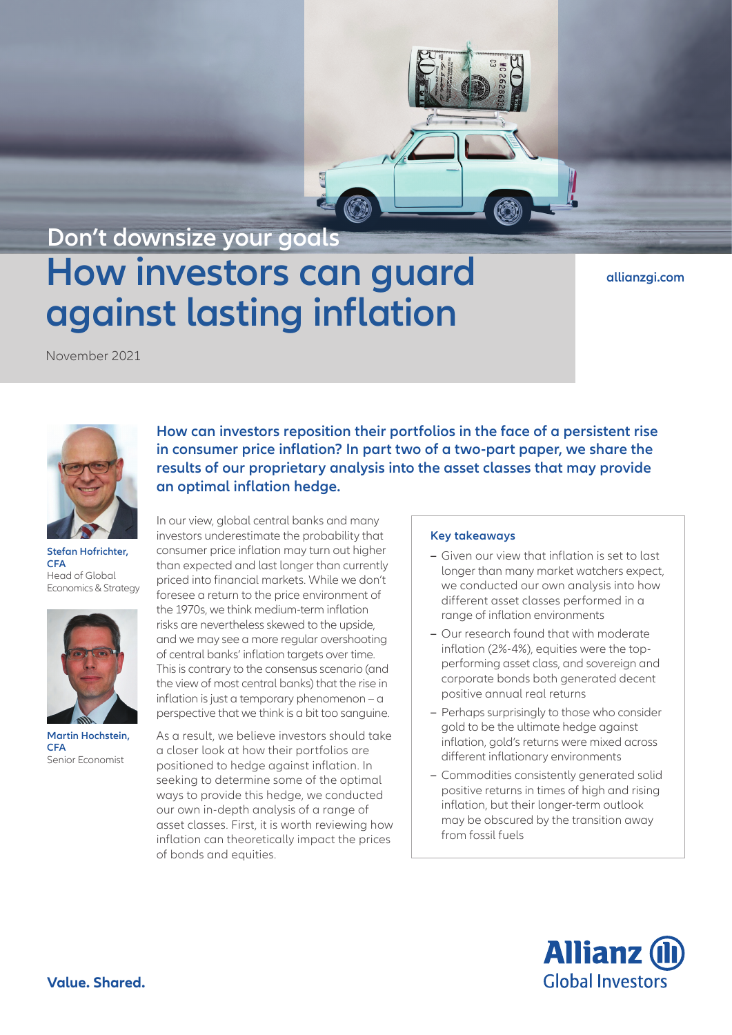Don't downsize your goals

# How investors can guard against lasting inflation

allianzgi.com

November 2021

**Stefan Hofrichter, CFA**
Head of Global Economics & Strategy

**Martin Hochstein, CFA**
Senior Economist

**How can investors reposition their portfolios in the face of a persistent rise in consumer price inflation? In part two of a two-part paper, we share the results of our proprietary analysis into the asset classes that may provide an optimal inflation hedge.**

In our view, global central banks and many investors underestimate the probability that consumer price inflation may turn out higher than expected and last longer than currently priced into financial markets. While we don't foresee a return to the price environment of the 1970s, we think medium-term inflation risks are nevertheless skewed to the upside, and we may see a more regular overshooting of central banks' inflation targets over time. This is contrary to the consensus scenario (and the view of most central banks) that the rise in inflation is just a temporary phenomenon – a perspective that we think is a bit too sanguine.

As a result, we believe investors should take a closer look at how their portfolios are positioned to hedge against inflation. In seeking to determine some of the optimal ways to provide this hedge, we conducted our own in-depth analysis of a range of asset classes. First, it is worth reviewing how inflation can theoretically impact the prices of bonds and equities.

#### Key takeaways

- Given our view that inflation is set to last longer than many market watchers expect, we conducted our own analysis into how different asset classes performed in a range of inflation environments
- Our research found that with moderate inflation (2%-4%), equities were the top-performing asset class, and sovereign and corporate bonds both generated decent positive annual real returns
- Perhaps surprisingly to those who consider gold to be the ultimate hedge against inflation, gold's returns were mixed across different inflationary environments
- Commodities consistently generated solid positive returns in times of high and rising inflation, but their longer-term outlook may be obscured by the transition away from fossil fuels

**Value. Shared.**

Allianz Global Investors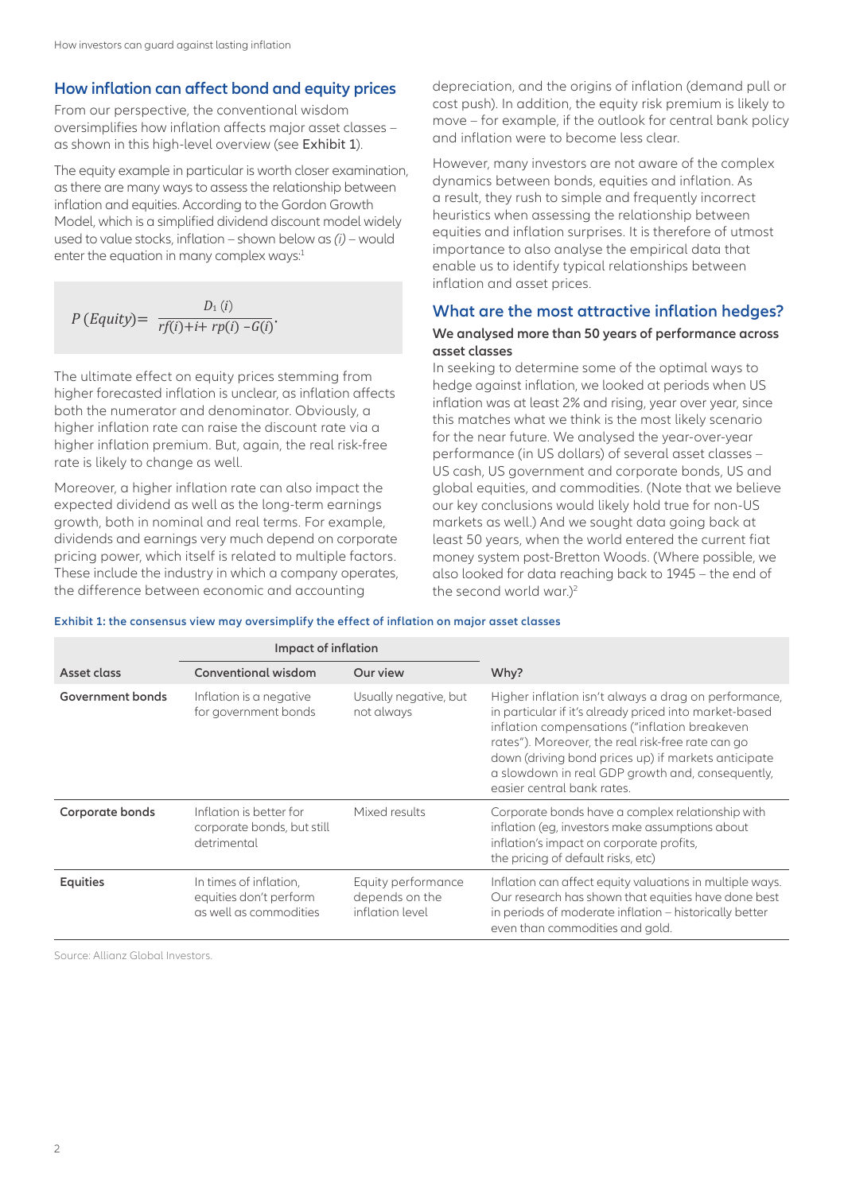## How inflation can affect bond and equity prices

From our perspective, the conventional wisdom oversimplifies how inflation affects major asset classes – as shown in this high-level overview (see **Exhibit 1**).

The equity example in particular is worth closer examination, as there are many ways to assess the relationship between inflation and equities. According to the Gordon Growth Model, which is a simplified dividend discount model widely used to value stocks, inflation – shown below as *(i)* – would enter the equation in many complex ways:[1]

$$P\,(Equity) = \frac{D_1\,(i)}{rf(i) + i + rp(i) - G(i)}.$$

The ultimate effect on equity prices stemming from higher forecasted inflation is unclear, as inflation affects both the numerator and denominator. Obviously, a higher inflation rate can raise the discount rate via a higher inflation premium. But, again, the real risk-free rate is likely to change as well.

Moreover, a higher inflation rate can also impact the expected dividend as well as the long-term earnings growth, both in nominal and real terms. For example, dividends and earnings very much depend on corporate pricing power, which itself is related to multiple factors. These include the industry in which a company operates, the difference between economic and accounting depreciation, and the origins of inflation (demand pull or cost push). In addition, the equity risk premium is likely to move – for example, if the outlook for central bank policy and inflation were to become less clear.

However, many investors are not aware of the complex dynamics between bonds, equities and inflation. As a result, they rush to simple and frequently incorrect heuristics when assessing the relationship between equities and inflation surprises. It is therefore of utmost importance to also analyse the empirical data that enable us to identify typical relationships between inflation and asset prices.

## What are the most attractive inflation hedges?

### We analysed more than 50 years of performance across asset classes

In seeking to determine some of the optimal ways to hedge against inflation, we looked at periods when US inflation was at least 2% and rising, year over year, since this matches what we think is the most likely scenario for the near future. We analysed the year-over-year performance (in US dollars) of several asset classes – US cash, US government and corporate bonds, US and global equities, and commodities. (Note that we believe our key conclusions would likely hold true for non-US markets as well.) And we sought data going back at least 50 years, when the world entered the current fiat money system post-Bretton Woods. (Where possible, we also looked for data reaching back to 1945 – the end of the second world war.)[2]

**Exhibit 1: the consensus view may oversimplify the effect of inflation on major asset classes**

| | Impact of inflation | | |
|---|---|---|---|
| **Asset class** | **Conventional wisdom** | **Our view** | **Why?** |
| **Government bonds** | Inflation is a negative for government bonds | Usually negative, but not always | Higher inflation isn't always a drag on performance, in particular if it's already priced into market-based inflation compensations ("inflation breakeven rates"). Moreover, the real risk-free rate can go down (driving bond prices up) if markets anticipate a slowdown in real GDP growth and, consequently, easier central bank rates. |
| **Corporate bonds** | Inflation is better for corporate bonds, but still detrimental | Mixed results | Corporate bonds have a complex relationship with inflation (eg, investors make assumptions about inflation's impact on corporate profits, the pricing of default risks, etc) |
| **Equities** | In times of inflation, equities don't perform as well as commodities | Equity performance depends on the inflation level | Inflation can affect equity valuations in multiple ways. Our research has shown that equities have done best in periods of moderate inflation – historically better even than commodities and gold. |

Source: Allianz Global Investors.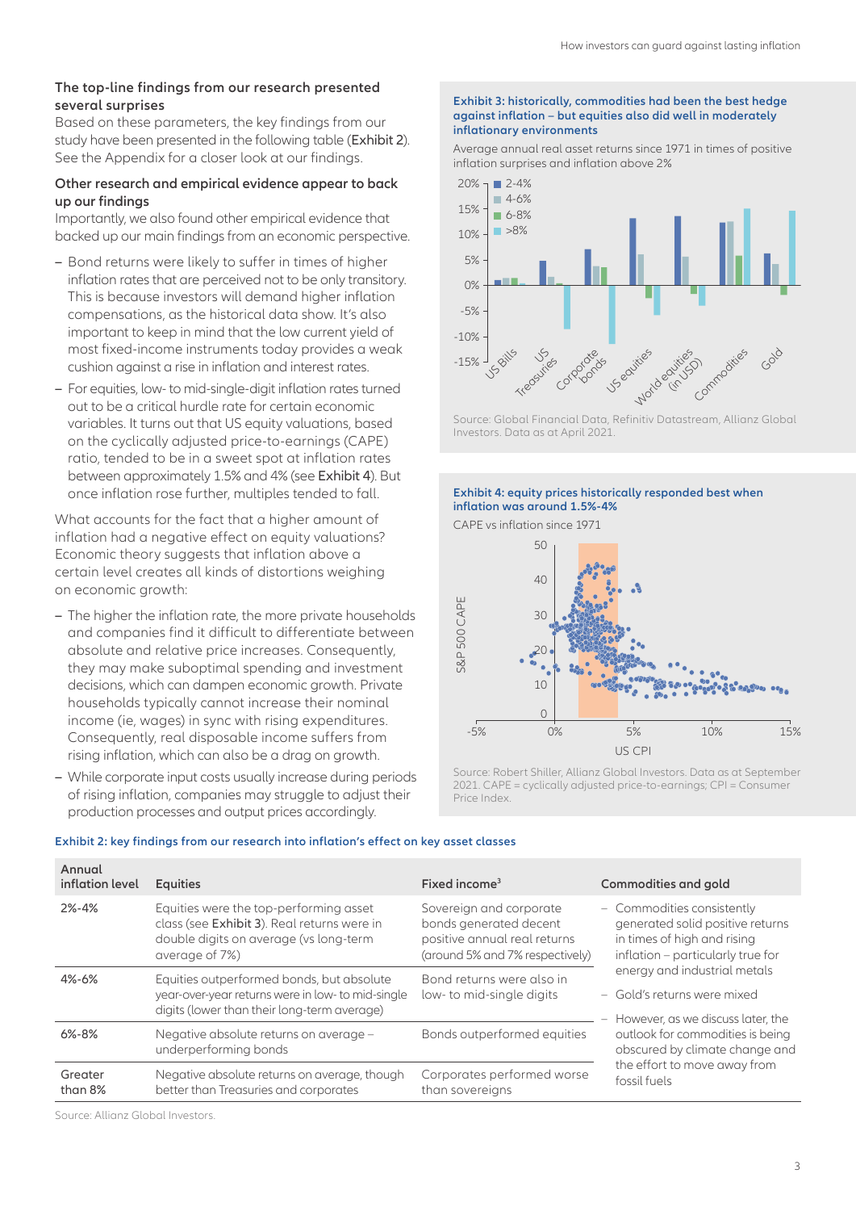### The top-line findings from our research presented several surprises

Based on these parameters, the key findings from our study have been presented in the following table (Exhibit 2). See the Appendix for a closer look at our findings.

### Other research and empirical evidence appear to back up our findings

Importantly, we also found other empirical evidence that backed up our main findings from an economic perspective.

- Bond returns were likely to suffer in times of higher inflation rates that are perceived not to be only transitory. This is because investors will demand higher inflation compensations, as the historical data show. It's also important to keep in mind that the low current yield of most fixed-income instruments today provides a weak cushion against a rise in inflation and interest rates.
- For equities, low- to mid-single-digit inflation rates turned out to be a critical hurdle rate for certain economic variables. It turns out that US equity valuations, based on the cyclically adjusted price-to-earnings (CAPE) ratio, tended to be in a sweet spot at inflation rates between approximately 1.5% and 4% (see Exhibit 4). But once inflation rose further, multiples tended to fall.

What accounts for the fact that a higher amount of inflation had a negative effect on equity valuations? Economic theory suggests that inflation above a certain level creates all kinds of distortions weighing on economic growth:

- The higher the inflation rate, the more private households and companies find it difficult to differentiate between absolute and relative price increases. Consequently, they may make suboptimal spending and investment decisions, which can dampen economic growth. Private households typically cannot increase their nominal income (ie, wages) in sync with rising expenditures. Consequently, real disposable income suffers from rising inflation, which can also be a drag on growth.
- While corporate input costs usually increase during periods of rising inflation, companies may struggle to adjust their production processes and output prices accordingly.

**Exhibit 3: historically, commodities had been the best hedge against inflation – but equities also did well in moderately inflationary environments**

Average annual real asset returns since 1971 in times of positive inflation surprises and inflation above 2%

Source: Global Financial Data, Refinitiv Datastream, Allianz Global Investors. Data as at April 2021.

**Exhibit 4: equity prices historically responded best when inflation was around 1.5%-4%**

CAPE vs inflation since 1971

Source: Robert Shiller, Allianz Global Investors. Data as at September 2021. CAPE = cyclically adjusted price-to-earnings; CPI = Consumer Price Index.

**Exhibit 2: key findings from our research into inflation's effect on key asset classes**

| Annual inflation level | Equities | Fixed income[3] | Commodities and gold |
|---|---|---|---|
| 2%-4% | Equities were the top-performing asset class (see Exhibit 3). Real returns were in double digits on average (vs long-term average of 7%) | Sovereign and corporate bonds generated decent positive annual real returns (around 5% and 7% respectively) | – Commodities consistently generated solid positive returns in times of high and rising inflation – particularly true for energy and industrial metals<br>– Gold's returns were mixed<br>– However, as we discuss later, the outlook for commodities is being obscured by climate change and the effort to move away from fossil fuels |
| 4%-6% | Equities outperformed bonds, but absolute year-over-year returns were in low- to mid-single digits (lower than their long-term average) | Bond returns were also in low- to mid-single digits | |
| 6%-8% | Negative absolute returns on average – underperforming bonds | Bonds outperformed equities | |
| Greater than 8% | Negative absolute returns on average, though better than Treasuries and corporates | Corporates performed worse than sovereigns | |

Source: Allianz Global Investors.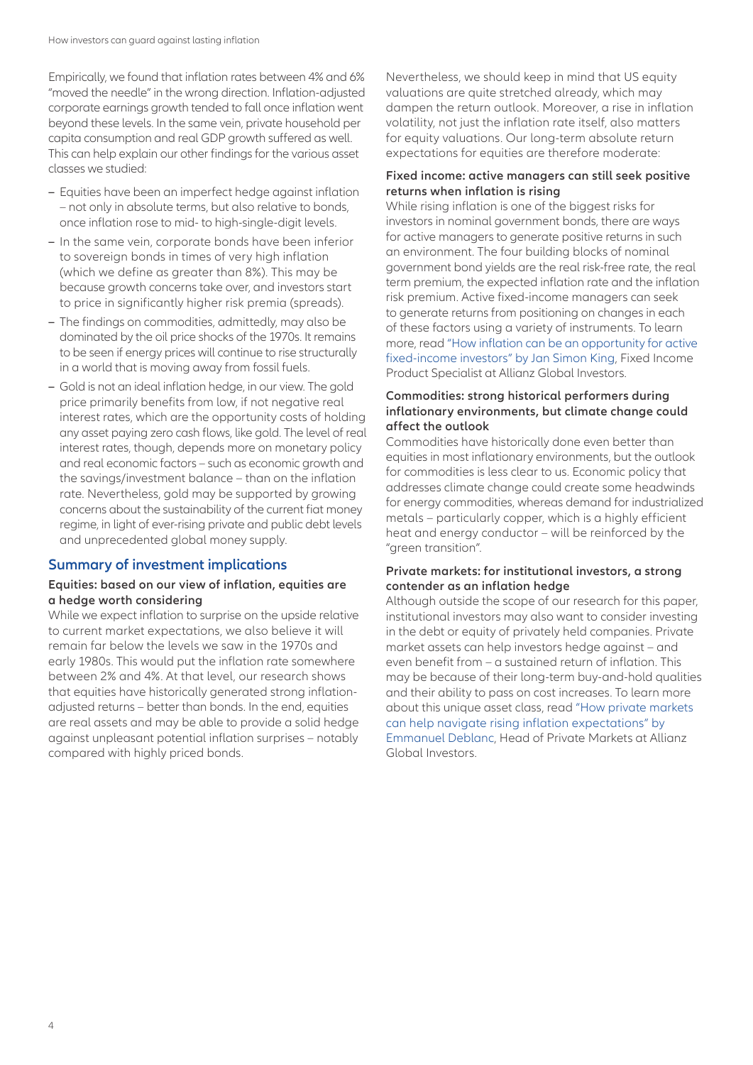Empirically, we found that inflation rates between 4% and 6% "moved the needle" in the wrong direction. Inflation-adjusted corporate earnings growth tended to fall once inflation went beyond these levels. In the same vein, private household per capita consumption and real GDP growth suffered as well. This can help explain our other findings for the various asset classes we studied:

- Equities have been an imperfect hedge against inflation – not only in absolute terms, but also relative to bonds, once inflation rose to mid- to high-single-digit levels.
- In the same vein, corporate bonds have been inferior to sovereign bonds in times of very high inflation (which we define as greater than 8%). This may be because growth concerns take over, and investors start to price in significantly higher risk premia (spreads).
- The findings on commodities, admittedly, may also be dominated by the oil price shocks of the 1970s. It remains to be seen if energy prices will continue to rise structurally in a world that is moving away from fossil fuels.
- Gold is not an ideal inflation hedge, in our view. The gold price primarily benefits from low, if not negative real interest rates, which are the opportunity costs of holding any asset paying zero cash flows, like gold. The level of real interest rates, though, depends more on monetary policy and real economic factors – such as economic growth and the savings/investment balance – than on the inflation rate. Nevertheless, gold may be supported by growing concerns about the sustainability of the current fiat money regime, in light of ever-rising private and public debt levels and unprecedented global money supply.

## Summary of investment implications

### Equities: based on our view of inflation, equities are a hedge worth considering

While we expect inflation to surprise on the upside relative to current market expectations, we also believe it will remain far below the levels we saw in the 1970s and early 1980s. This would put the inflation rate somewhere between 2% and 4%. At that level, our research shows that equities have historically generated strong inflation-adjusted returns – better than bonds. In the end, equities are real assets and may be able to provide a solid hedge against unpleasant potential inflation surprises – notably compared with highly priced bonds.

Nevertheless, we should keep in mind that US equity valuations are quite stretched already, which may dampen the return outlook. Moreover, a rise in inflation volatility, not just the inflation rate itself, also matters for equity valuations. Our long-term absolute return expectations for equities are therefore moderate:

### Fixed income: active managers can still seek positive returns when inflation is rising

While rising inflation is one of the biggest risks for investors in nominal government bonds, there are ways for active managers to generate positive returns in such an environment. The four building blocks of nominal government bond yields are the real risk-free rate, the real term premium, the expected inflation rate and the inflation risk premium. Active fixed-income managers can seek to generate returns from positioning on changes in each of these factors using a variety of instruments. To learn more, read "How inflation can be an opportunity for active fixed-income investors" by Jan Simon King, Fixed Income Product Specialist at Allianz Global Investors.

### Commodities: strong historical performers during inflationary environments, but climate change could affect the outlook

Commodities have historically done even better than equities in most inflationary environments, but the outlook for commodities is less clear to us. Economic policy that addresses climate change could create some headwinds for energy commodities, whereas demand for industrialized metals – particularly copper, which is a highly efficient heat and energy conductor – will be reinforced by the "green transition".

### Private markets: for institutional investors, a strong contender as an inflation hedge

Although outside the scope of our research for this paper, institutional investors may also want to consider investing in the debt or equity of privately held companies. Private market assets can help investors hedge against – and even benefit from – a sustained return of inflation. This may be because of their long-term buy-and-hold qualities and their ability to pass on cost increases. To learn more about this unique asset class, read "How private markets can help navigate rising inflation expectations" by Emmanuel Deblanc, Head of Private Markets at Allianz Global Investors.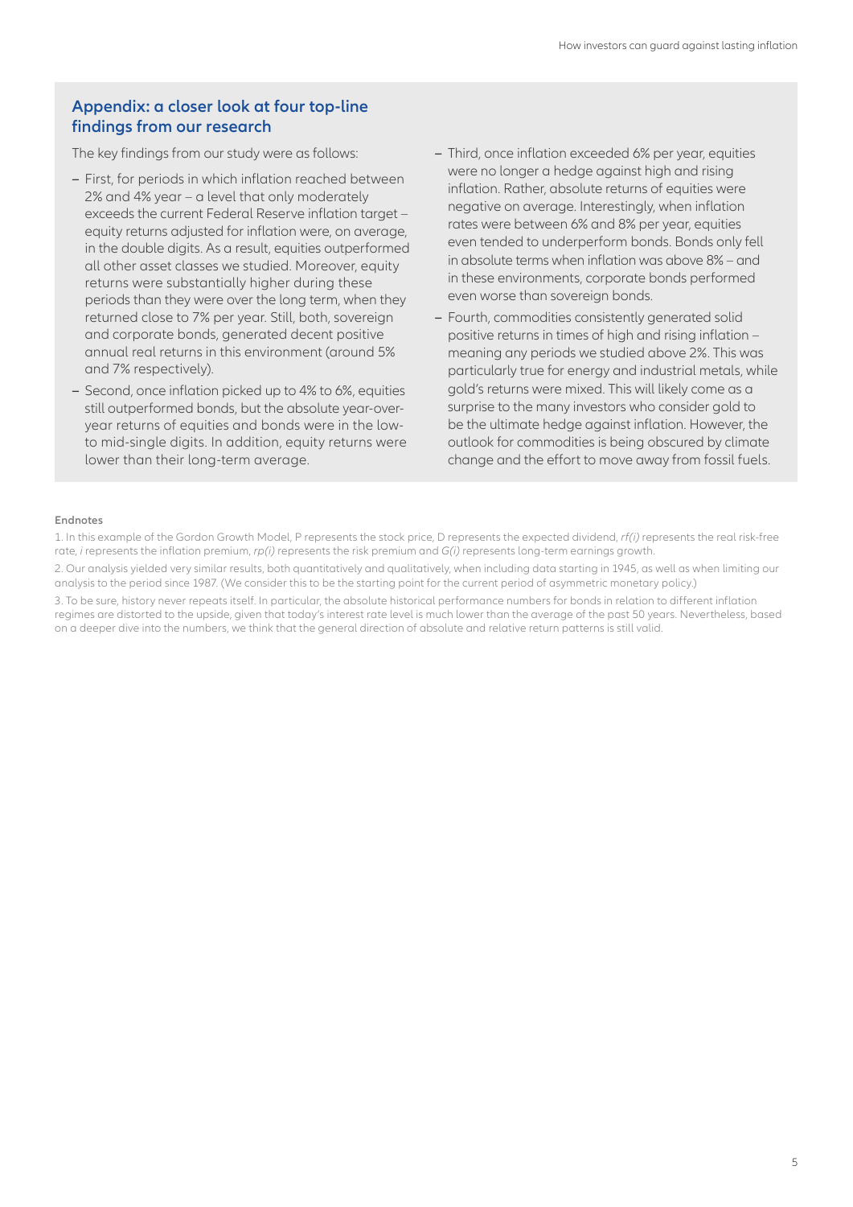## Appendix: a closer look at four top-line findings from our research

The key findings from our study were as follows:

- First, for periods in which inflation reached between 2% and 4% year – a level that only moderately exceeds the current Federal Reserve inflation target – equity returns adjusted for inflation were, on average, in the double digits. As a result, equities outperformed all other asset classes we studied. Moreover, equity returns were substantially higher during these periods than they were over the long term, when they returned close to 7% per year. Still, both, sovereign and corporate bonds, generated decent positive annual real returns in this environment (around 5% and 7% respectively).
- Second, once inflation picked up to 4% to 6%, equities still outperformed bonds, but the absolute year-over-year returns of equities and bonds were in the low- to mid-single digits. In addition, equity returns were lower than their long-term average.
- Third, once inflation exceeded 6% per year, equities were no longer a hedge against high and rising inflation. Rather, absolute returns of equities were negative on average. Interestingly, when inflation rates were between 6% and 8% per year, equities even tended to underperform bonds. Bonds only fell in absolute terms when inflation was above 8% – and in these environments, corporate bonds performed even worse than sovereign bonds.
- Fourth, commodities consistently generated solid positive returns in times of high and rising inflation – meaning any periods we studied above 2%. This was particularly true for energy and industrial metals, while gold's returns were mixed. This will likely come as a surprise to the many investors who consider gold to be the ultimate hedge against inflation. However, the outlook for commodities is being obscured by climate change and the effort to move away from fossil fuels.

#### Endnotes

1. In this example of the Gordon Growth Model, P represents the stock price, D represents the expected dividend, *rf(i)* represents the real risk-free rate, *i* represents the inflation premium, *rp(i)* represents the risk premium and *G(i)* represents long-term earnings growth.
2. Our analysis yielded very similar results, both quantitatively and qualitatively, when including data starting in 1945, as well as when limiting our analysis to the period since 1987. (We consider this to be the starting point for the current period of asymmetric monetary policy.)
3. To be sure, history never repeats itself. In particular, the absolute historical performance numbers for bonds in relation to different inflation regimes are distorted to the upside, given that today's interest rate level is much lower than the average of the past 50 years. Nevertheless, based on a deeper dive into the numbers, we think that the general direction of absolute and relative return patterns is still valid.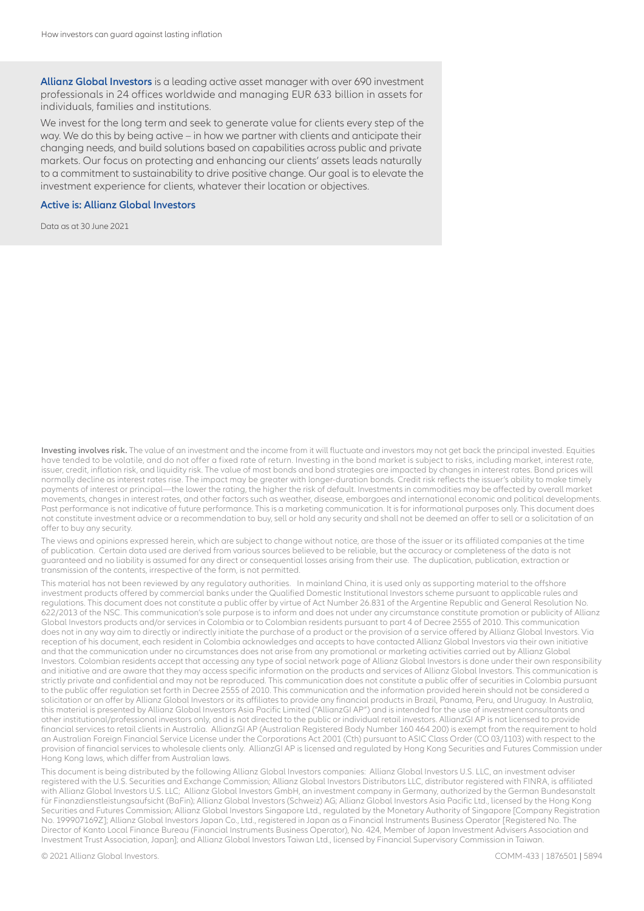**Allianz Global Investors** is a leading active asset manager with over 690 investment professionals in 24 offices worldwide and managing EUR 633 billion in assets for individuals, families and institutions.

We invest for the long term and seek to generate value for clients every step of the way. We do this by being active – in how we partner with clients and anticipate their changing needs, and build solutions based on capabilities across public and private markets. Our focus on protecting and enhancing our clients' assets leads naturally to a commitment to sustainability to drive positive change. Our goal is to elevate the investment experience for clients, whatever their location or objectives.

**Active is: Allianz Global Investors**

Data as at 30 June 2021

**Investing involves risk.** The value of an investment and the income from it will fluctuate and investors may not get back the principal invested. Equities have tended to be volatile, and do not offer a fixed rate of return. Investing in the bond market is subject to risks, including market, interest rate, issuer, credit, inflation risk, and liquidity risk. The value of most bonds and bond strategies are impacted by changes in interest rates. Bond prices will normally decline as interest rates rise. The impact may be greater with longer-duration bonds. Credit risk reflects the issuer's ability to make timely payments of interest or principal—the lower the rating, the higher the risk of default. Investments in commodities may be affected by overall market movements, changes in interest rates, and other factors such as weather, disease, embargoes and international economic and political developments. Past performance is not indicative of future performance. This is a marketing communication. It is for informational purposes only. This document does not constitute investment advice or a recommendation to buy, sell or hold any security and shall not be deemed an offer to sell or a solicitation of an offer to buy any security.

The views and opinions expressed herein, which are subject to change without notice, are those of the issuer or its affiliated companies at the time of publication. Certain data used are derived from various sources believed to be reliable, but the accuracy or completeness of the data is not guaranteed and no liability is assumed for any direct or consequential losses arising from their use. The duplication, publication, extraction or transmission of the contents, irrespective of the form, is not permitted.

This material has not been reviewed by any regulatory authorities. In mainland China, it is used only as supporting material to the offshore investment products offered by commercial banks under the Qualified Domestic Institutional Investors scheme pursuant to applicable rules and regulations. This document does not constitute a public offer by virtue of Act Number 26.831 of the Argentine Republic and General Resolution No. 622/2013 of the NSC. This communication's sole purpose is to inform and does not under any circumstance constitute promotion or publicity of Allianz Global Investors products and/or services in Colombia or to Colombian residents pursuant to part 4 of Decree 2555 of 2010. This communication does not in any way aim to directly or indirectly initiate the purchase of a product or the provision of a service offered by Allianz Global Investors. Via reception of his document, each resident in Colombia acknowledges and accepts to have contacted Allianz Global Investors via their own initiative and that the communication under no circumstances does not arise from any promotional or marketing activities carried out by Allianz Global Investors. Colombian residents accept that accessing any type of social network page of Allianz Global Investors is done under their own responsibility and initiative and are aware that they may access specific information on the products and services of Allianz Global Investors. This communication is strictly private and confidential and may not be reproduced. This communication does not constitute a public offer of securities in Colombia pursuant to the public offer regulation set forth in Decree 2555 of 2010. This communication and the information provided herein should not be considered a solicitation or an offer by Allianz Global Investors or its affiliates to provide any financial products in Brazil, Panama, Peru, and Uruguay. In Australia, this material is presented by Allianz Global Investors Asia Pacific Limited ("AllianzGI AP") and is intended for the use of investment consultants and other institutional/professional investors only, and is not directed to the public or individual retail investors. AllianzGI AP is not licensed to provide financial services to retail clients in Australia. AllianzGI AP (Australian Registered Body Number 160 464 200) is exempt from the requirement to hold an Australian Foreign Financial Service License under the Corporations Act 2001 (Cth) pursuant to ASIC Class Order (CO 03/1103) with respect to the provision of financial services to wholesale clients only. AllianzGI AP is licensed and regulated by Hong Kong Securities and Futures Commission under Hong Kong laws, which differ from Australian laws.

This document is being distributed by the following Allianz Global Investors companies: Allianz Global Investors U.S. LLC, an investment adviser registered with the U.S. Securities and Exchange Commission; Allianz Global Investors Distributors LLC, distributor registered with FINRA, is affiliated with Allianz Global Investors U.S. LLC; Allianz Global Investors GmbH, an investment company in Germany, authorized by the German Bundesanstalt für Finanzdienstleistungsaufsicht (BaFin); Allianz Global Investors (Schweiz) AG; Allianz Global Investors Asia Pacific Ltd., licensed by the Hong Kong Securities and Futures Commission; Allianz Global Investors Singapore Ltd., regulated by the Monetary Authority of Singapore [Company Registration No. 199907169Z]; Allianz Global Investors Japan Co., Ltd., registered in Japan as a Financial Instruments Business Operator [Registered No. The Director of Kanto Local Finance Bureau (Financial Instruments Business Operator), No. 424, Member of Japan Investment Advisers Association and Investment Trust Association, Japan]; and Allianz Global Investors Taiwan Ltd., licensed by Financial Supervisory Commission in Taiwan.

© 2021 Allianz Global Investors.

COMM-433 | 1876501 | 5894